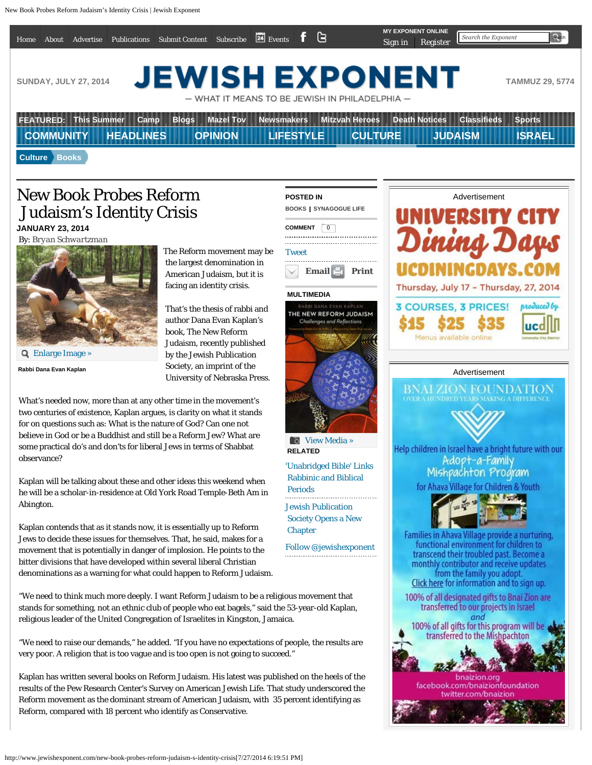# New Book Probes Reform Judaism's Identity Crisis

**JANUARY 23, 2014**

By: Bryan Schwartzman

Rabbi Dana Evan Kaplan

The Reform movement may be the largest denomination in American Judaism, but it is facing an identity crisis.

That's the thesis of rabbi and author Dana Evan Kaplan's book, The New Reform Judaism, recently published by the Jewish Publication Society, an imprint of the University of Nebraska Press.

What's needed now, more than at any other time in the movement's two centuries of existence, Kaplan argues, is clarity on what it stands for on questions such as: What is the nature of God? Can one not believe in God or be a Buddhist and still be a Reform Jew? What are some practical do's and don'ts for liberal Jews in terms of Shabbat observance?

Kaplan will be talking about these and other ideas this weekend when he will be a scholar-in-residence at Old York Road Temple-Beth Am in Abington.

Kaplan contends that as it stands now, it is essentially up to Reform Jews to decide these issues for themselves. That, he said, makes for a movement that is potentially in danger of implosion. He points to the bitter divisions that have developed within several liberal Christian denominations as a warning for what could happen to Reform Judaism.

"We need to think much more deeply. I want Reform Judaism to be a religious movement that stands for something, not an ethnic club of people who eat bagels," said the 53-year-old Kaplan, religious leader of the United Congregation of Israelites in Kingston, Jamaica.

"We need to raise our demands," he added. "If you have no expectations of people, the results are very poor. A religion that is too vague and is too open is not going to succeed."

Kaplan has written several books on Reform Judaism. His latest was published on the heels of the results of the Pew Research Center's Survey on American Jewish Life. That study underscored the Reform movement as the dominant stream of American Judaism, with 35 percent identifying as Reform, compared with 18 percent who identify as Conservative.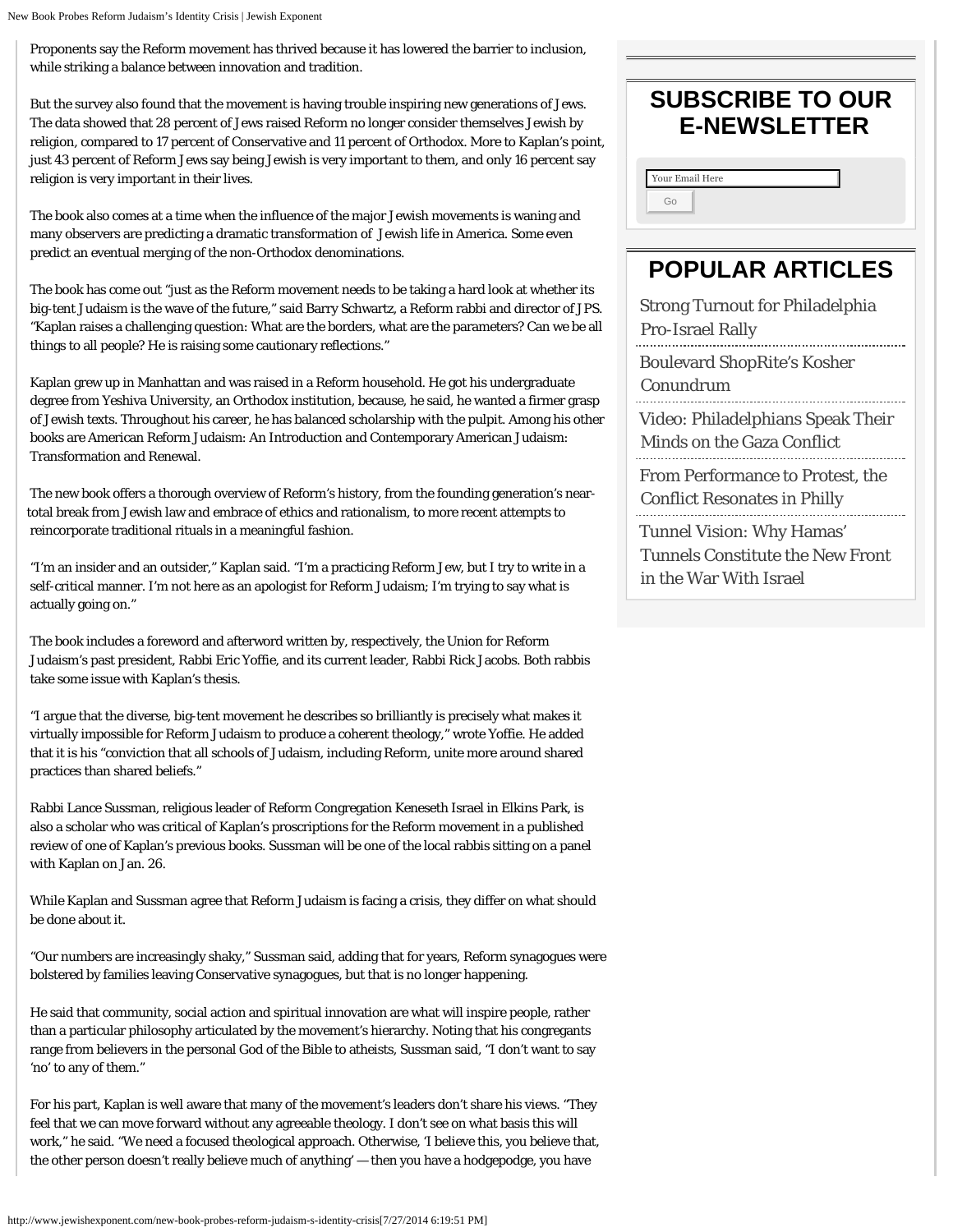Proponents say the Reform movement has thrived because it has lowered the barrier to inclusion, while striking a balance between innovation and tradition.

But the survey also found that the movement is having trouble inspiring new generations of Jews. The data showed that 28 percent of Jews raised Reform no longer consider themselves Jewish by religion, compared to 17 percent of Conservative and 11 percent of Orthodox. More to Kaplan's point, just 43 percent of Reform Jews say being Jewish is very important to them, and only 16 percent say religion is very important in their lives.

The book also comes at a time when the influence of the major Jewish movements is waning and many observers are predicting a dramatic transformation of Jewish life in America. Some even predict an eventual merging of the non-Orthodox denominations.

The book has come out "just as the Reform movement needs to be taking a hard look at whether its big-tent Judaism is the wave of the future," said Barry Schwartz, a Reform rabbi and director of JPS. "Kaplan raises a challenging question: What are the borders, what are the parameters? Can we be all things to all people? He is raising some cautionary reflections."

Kaplan grew up in Manhattan and was raised in a Reform household. He got his undergraduate degree from Yeshiva University, an Orthodox institution, because, he said, he wanted a firmer grasp of Jewish texts. Throughout his career, he has balanced scholarship with the pulpit. Among his other books are American Reform Judaism: An Introduction and Contemporary American Judaism: Transformation and Renewal.

The new book offers a thorough overview of Reform's history, from the founding generation's near-total break from Jewish law and embrace of ethics and rationalism, to more recent attempts to reincorporate traditional rituals in a meaningful fashion.

"I'm an insider and an outsider," Kaplan said. "I'm a practicing Reform Jew, but I try to write in a self-critical manner. I'm not here as an apologist for Reform Judaism; I'm trying to say what is actually going on."

The book includes a foreword and afterword written by, respectively, the Union for Reform Judaism's past president, Rabbi Eric Yoffie, and its current leader, Rabbi Rick Jacobs. Both rabbis take some issue with Kaplan's thesis.

"I argue that the diverse, big-tent movement he describes so brilliantly is precisely what makes it virtually impossible for Reform Judaism to produce a coherent theology," wrote Yoffie. He added that it is his "conviction that all schools of Judaism, including Reform, unite more around shared practices than shared beliefs."

Rabbi Lance Sussman, religious leader of Reform Congregation Keneseth Israel in Elkins Park, is also a scholar who was critical of Kaplan's proscriptions for the Reform movement in a published review of one of Kaplan's previous books. Sussman will be one of the local rabbis sitting on a panel with Kaplan on Jan. 26.

While Kaplan and Sussman agree that Reform Judaism is facing a crisis, they differ on what should be done about it.

"Our numbers are increasingly shaky," Sussman said, adding that for years, Reform synagogues were bolstered by families leaving Conservative synagogues, but that is no longer happening.

He said that community, social action and spiritual innovation are what will inspire people, rather than a particular philosophy articulated by the movement's hierarchy. Noting that his congregants range from believers in the personal God of the Bible to atheists, Sussman said, "I don't want to say 'no' to any of them."

For his part, Kaplan is well aware that many of the movement's leaders don't share his views. "They feel that we can move forward without any agreeable theology. I don't see on what basis this will work," he said. "We need a focused theological approach. Otherwise, 'I believe this, you believe that, the other person doesn't really believe much of anything' — then you have a hodgepodge, you have

## SUBSCRIBE TO OUR E-NEWSLETTER

Your Email Here

Go

## POPULAR ARTICLES

- Strong Turnout for Philadelphia Pro-Israel Rally
- Boulevard ShopRite's Kosher Conundrum
- Video: Philadelphians Speak Their Minds on the Gaza Conflict
- From Performance to Protest, the Conflict Resonates in Philly
- Tunnel Vision: Why Hamas' Tunnels Constitute the New Front in the War With Israel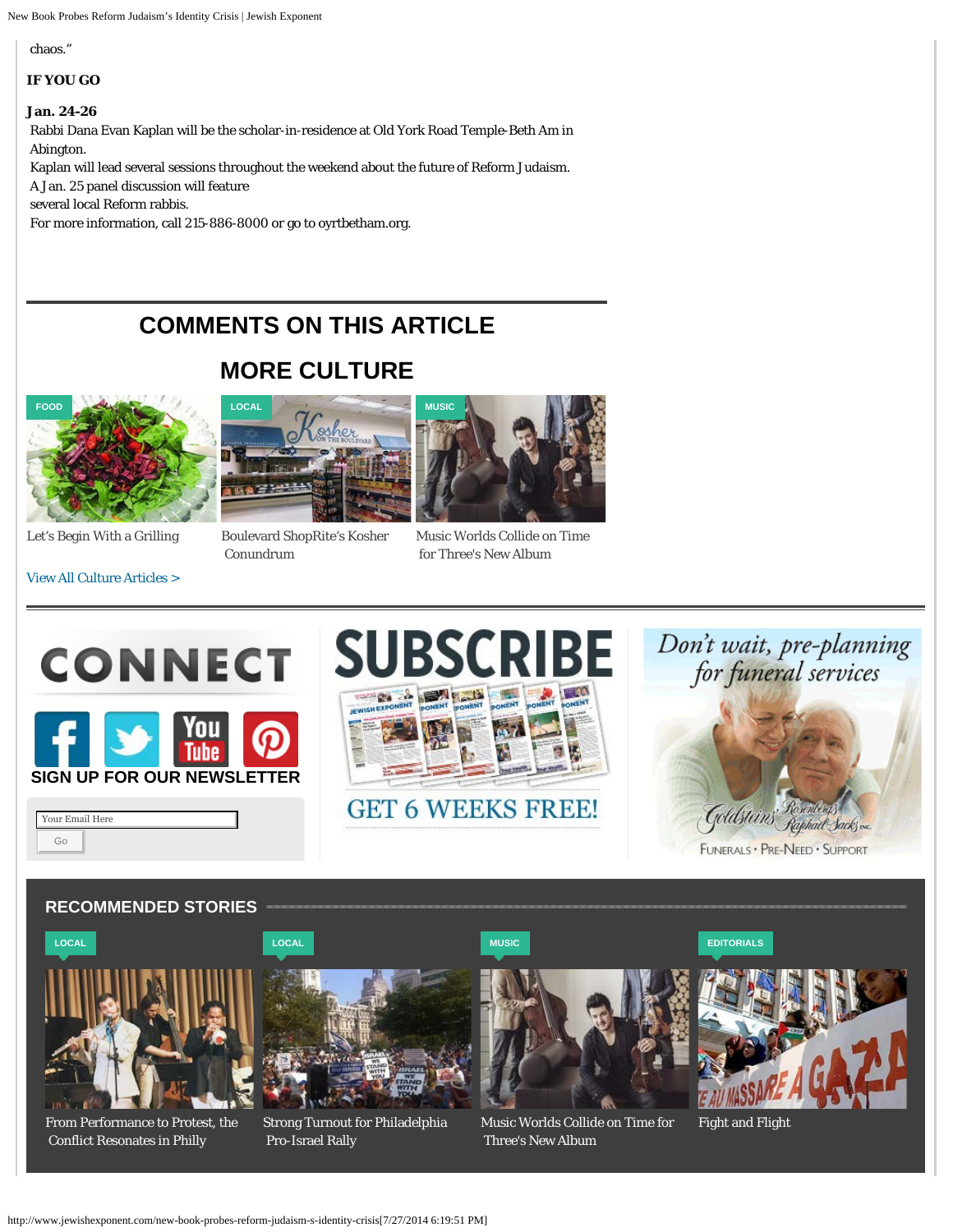chaos."

**IF YOU GO**

**Jan. 24-26**

Rabbi Dana Evan Kaplan will be the scholar-in-residence at Old York Road Temple-Beth Am in Abington.

Kaplan will lead several sessions throughout the weekend about the future of Reform Judaism.

A Jan. 25 panel discussion will feature several local Reform rabbis.

For more information, call 215-886-8000 or go to oyrtbetham.org.

## COMMENTS ON THIS ARTICLE

## MORE CULTURE

FOOD

Let's Begin With a Grilling

LOCAL

Boulevard ShopRite's Kosher Conundrum

MUSIC

Music Worlds Collide on Time for Three's New Album

View All Culture Articles >

CONNECT

SIGN UP FOR OUR NEWSLETTER

Your Email Here

Go

SUBSCRIBE

GET 6 WEEKS FREE!

Don't wait, pre-planning for funeral services

Goldsteins' Rosenberg's Raphael-Sacks Inc.

FUNERALS • PRE-NEED • SUPPORT

## RECOMMENDED STORIES

LOCAL

From Performance to Protest, the Conflict Resonates in Philly

LOCAL

Strong Turnout for Philadelphia Pro-Israel Rally

MUSIC

Music Worlds Collide on Time for Three's New Album

EDITORIALS

Fight and Flight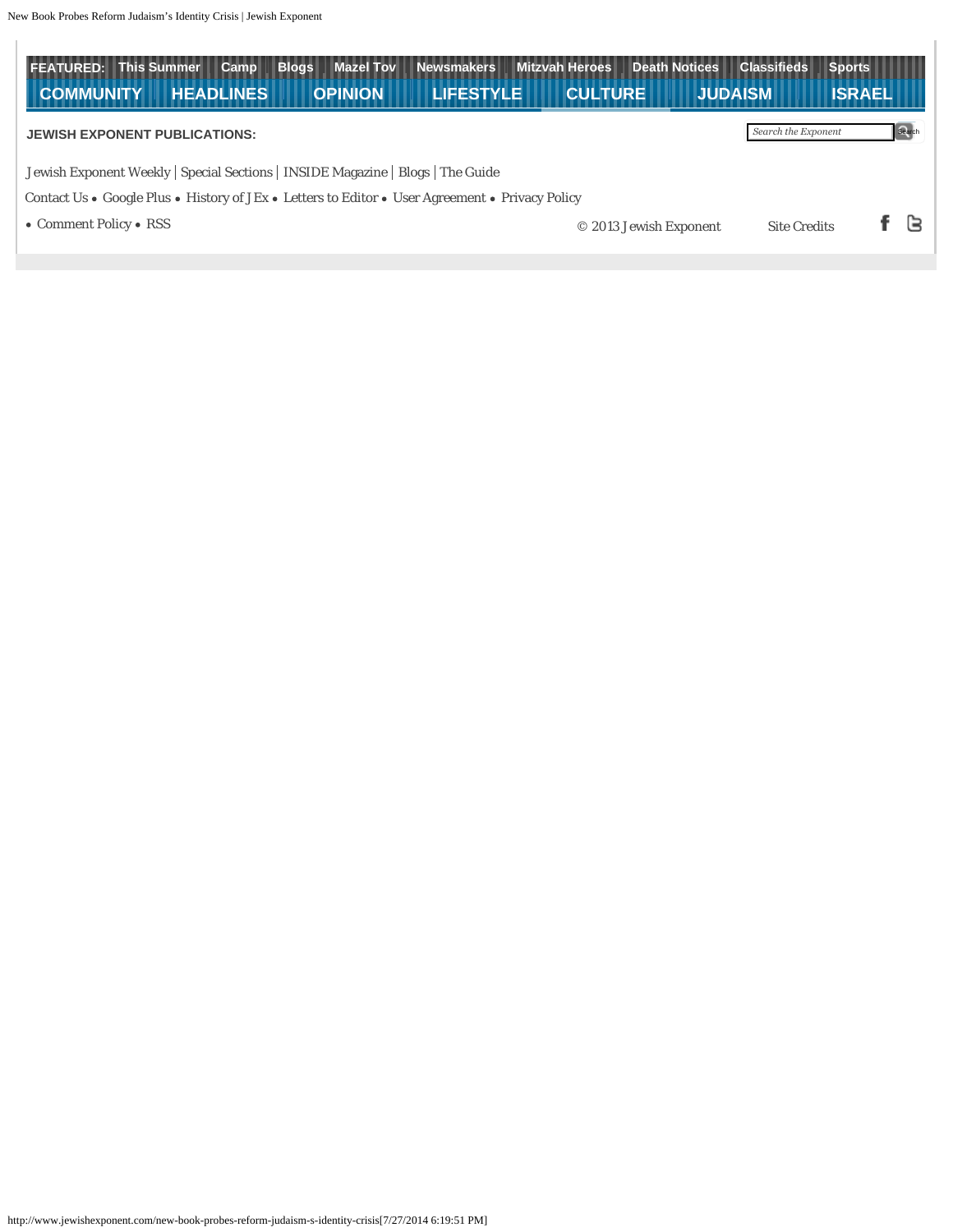FEATURED: This Summer | Camp | Blogs | Mazel Tov | Newsmakers | Mitzvah Heroes | Death Notices | Classifieds | Sports

COMMUNITY | HEADLINES | OPINION | LIFESTYLE | CULTURE | JUDAISM | ISRAEL

**JEWISH EXPONENT PUBLICATIONS:**

Search the Exponent

Jewish Exponent Weekly | Special Sections | INSIDE Magazine | Blogs | The Guide

Contact Us • Google Plus • History of JEx • Letters to Editor • User Agreement • Privacy Policy

• Comment Policy • RSS

© 2013 Jewish Exponent

Site Credits